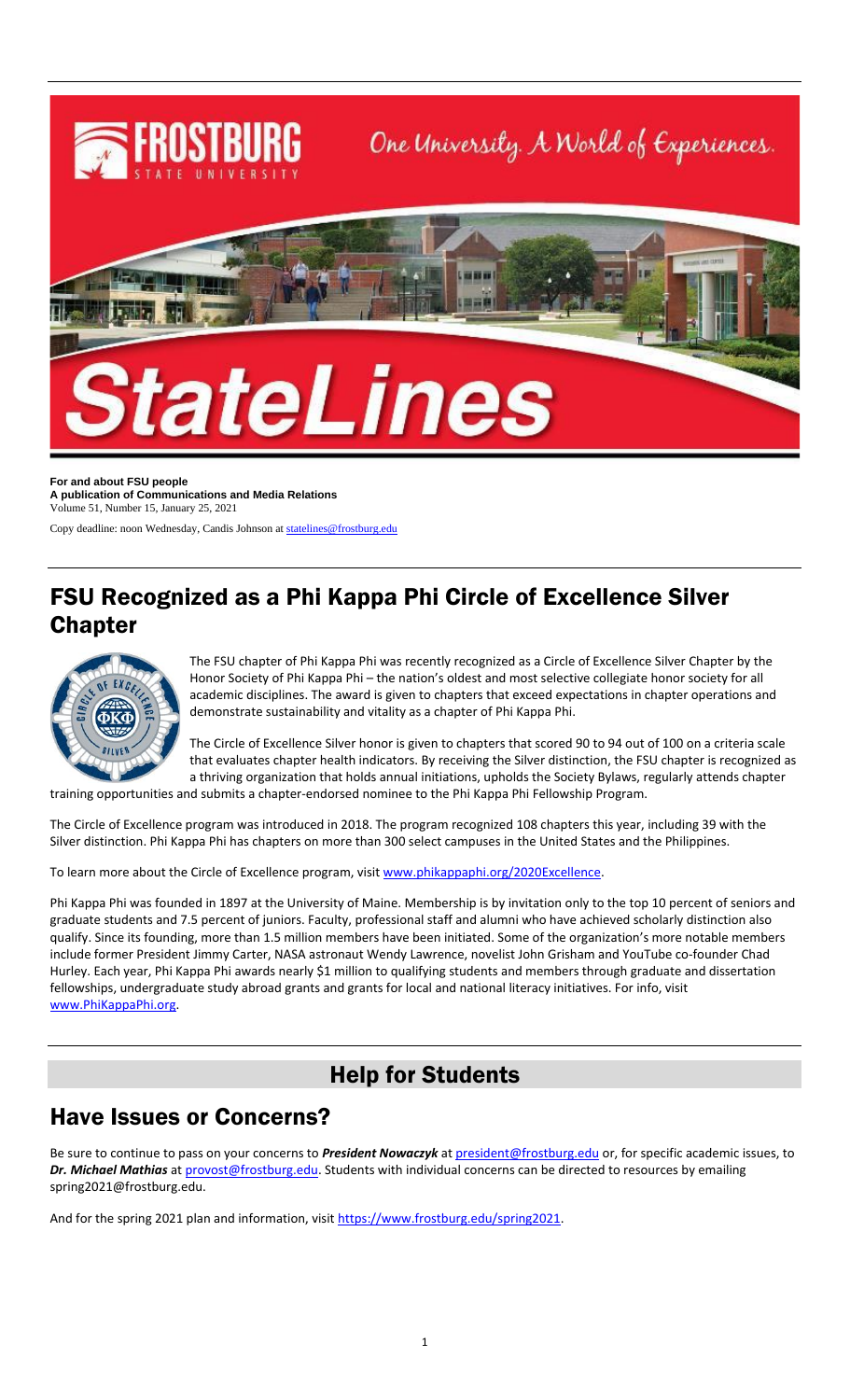**For and about FSU people**
**A publication of Communications and Media Relations**
Volume 51, Number 15, January 25, 2021

Copy deadline: noon Wednesday, Candis Johnson at statelines@frostburg.edu

## FSU Recognized as a Phi Kappa Phi Circle of Excellence Silver Chapter

The FSU chapter of Phi Kappa Phi was recently recognized as a Circle of Excellence Silver Chapter by the Honor Society of Phi Kappa Phi – the nation's oldest and most selective collegiate honor society for all academic disciplines. The award is given to chapters that exceed expectations in chapter operations and demonstrate sustainability and vitality as a chapter of Phi Kappa Phi.

The Circle of Excellence Silver honor is given to chapters that scored 90 to 94 out of 100 on a criteria scale that evaluates chapter health indicators. By receiving the Silver distinction, the FSU chapter is recognized as a thriving organization that holds annual initiations, upholds the Society Bylaws, regularly attends chapter training opportunities and submits a chapter-endorsed nominee to the Phi Kappa Phi Fellowship Program.

The Circle of Excellence program was introduced in 2018. The program recognized 108 chapters this year, including 39 with the Silver distinction. Phi Kappa Phi has chapters on more than 300 select campuses in the United States and the Philippines.

To learn more about the Circle of Excellence program, visit www.phikappaphi.org/2020Excellence.

Phi Kappa Phi was founded in 1897 at the University of Maine. Membership is by invitation only to the top 10 percent of seniors and graduate students and 7.5 percent of juniors. Faculty, professional staff and alumni who have achieved scholarly distinction also qualify. Since its founding, more than 1.5 million members have been initiated. Some of the organization's more notable members include former President Jimmy Carter, NASA astronaut Wendy Lawrence, novelist John Grisham and YouTube co-founder Chad Hurley. Each year, Phi Kappa Phi awards nearly $1 million to qualifying students and members through graduate and dissertation fellowships, undergraduate study abroad grants and grants for local and national literacy initiatives. For info, visit www.PhiKappaPhi.org.

# Help for Students

## Have Issues or Concerns?

Be sure to continue to pass on your concerns to ***President Nowaczyk*** at president@frostburg.edu or, for specific academic issues, to ***Dr. Michael Mathias*** at provost@frostburg.edu. Students with individual concerns can be directed to resources by emailing spring2021@frostburg.edu.

And for the spring 2021 plan and information, visit https://www.frostburg.edu/spring2021.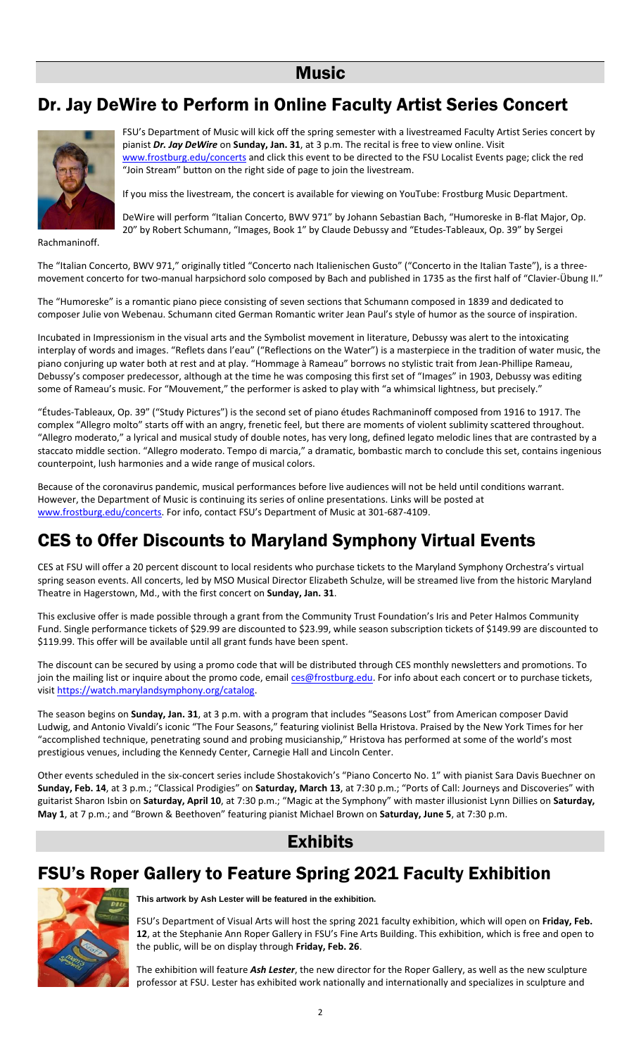# Music

## Dr. Jay DeWire to Perform in Online Faculty Artist Series Concert

FSU's Department of Music will kick off the spring semester with a livestreamed Faculty Artist Series concert by pianist ***Dr. Jay DeWire*** on **Sunday, Jan. 31**, at 3 p.m. The recital is free to view online. Visit www.frostburg.edu/concerts and click this event to be directed to the FSU Localist Events page; click the red "Join Stream" button on the right side of page to join the livestream.

If you miss the livestream, the concert is available for viewing on YouTube: Frostburg Music Department.

DeWire will perform "Italian Concerto, BWV 971" by Johann Sebastian Bach, "Humoreske in B-flat Major, Op. 20" by Robert Schumann, "Images, Book 1" by Claude Debussy and "Etudes-Tableaux, Op. 39" by Sergei Rachmaninoff.

The "Italian Concerto, BWV 971," originally titled "Concerto nach Italienischen Gusto" ("Concerto in the Italian Taste"), is a three-movement concerto for two-manual harpsichord solo composed by Bach and published in 1735 as the first half of "Clavier-Übung II."

The "Humoreske" is a romantic piano piece consisting of seven sections that Schumann composed in 1839 and dedicated to composer Julie von Webenau. Schumann cited German Romantic writer Jean Paul's style of humor as the source of inspiration.

Incubated in Impressionism in the visual arts and the Symbolist movement in literature, Debussy was alert to the intoxicating interplay of words and images. "Reflets dans l'eau" ("Reflections on the Water") is a masterpiece in the tradition of water music, the piano conjuring up water both at rest and at play. "Hommage à Rameau" borrows no stylistic trait from Jean-Phillipe Rameau, Debussy's composer predecessor, although at the time he was composing this first set of "Images" in 1903, Debussy was editing some of Rameau's music. For "Mouvement," the performer is asked to play with "a whimsical lightness, but precisely."

"Études-Tableaux, Op. 39" ("Study Pictures") is the second set of piano études Rachmaninoff composed from 1916 to 1917. The complex "Allegro molto" starts off with an angry, frenetic feel, but there are moments of violent sublimity scattered throughout. "Allegro moderato," a lyrical and musical study of double notes, has very long, defined legato melodic lines that are contrasted by a staccato middle section. "Allegro moderato. Tempo di marcia," a dramatic, bombastic march to conclude this set, contains ingenious counterpoint, lush harmonies and a wide range of musical colors.

Because of the coronavirus pandemic, musical performances before live audiences will not be held until conditions warrant. However, the Department of Music is continuing its series of online presentations. Links will be posted at www.frostburg.edu/concerts. For info, contact FSU's Department of Music at 301-687-4109.

## CES to Offer Discounts to Maryland Symphony Virtual Events

CES at FSU will offer a 20 percent discount to local residents who purchase tickets to the Maryland Symphony Orchestra's virtual spring season events. All concerts, led by MSO Musical Director Elizabeth Schulze, will be streamed live from the historic Maryland Theatre in Hagerstown, Md., with the first concert on **Sunday, Jan. 31**.

This exclusive offer is made possible through a grant from the Community Trust Foundation's Iris and Peter Halmos Community Fund. Single performance tickets of $29.99 are discounted to $23.99, while season subscription tickets of $149.99 are discounted to $119.99. This offer will be available until all grant funds have been spent.

The discount can be secured by using a promo code that will be distributed through CES monthly newsletters and promotions. To join the mailing list or inquire about the promo code, email ces@frostburg.edu. For info about each concert or to purchase tickets, visit https://watch.marylandsymphony.org/catalog.

The season begins on **Sunday, Jan. 31**, at 3 p.m. with a program that includes "Seasons Lost" from American composer David Ludwig, and Antonio Vivaldi's iconic "The Four Seasons," featuring violinist Bella Hristova. Praised by the New York Times for her "accomplished technique, penetrating sound and probing musicianship," Hristova has performed at some of the world's most prestigious venues, including the Kennedy Center, Carnegie Hall and Lincoln Center.

Other events scheduled in the six-concert series include Shostakovich's "Piano Concerto No. 1" with pianist Sara Davis Buechner on **Sunday, Feb. 14**, at 3 p.m.; "Classical Prodigies" on **Saturday, March 13**, at 7:30 p.m.; "Ports of Call: Journeys and Discoveries" with guitarist Sharon Isbin on **Saturday, April 10**, at 7:30 p.m.; "Magic at the Symphony" with master illusionist Lynn Dillies on **Saturday, May 1**, at 7 p.m.; and "Brown & Beethoven" featuring pianist Michael Brown on **Saturday, June 5**, at 7:30 p.m.

# Exhibits

## FSU's Roper Gallery to Feature Spring 2021 Faculty Exhibition

**This artwork by Ash Lester will be featured in the exhibition.**

FSU's Department of Visual Arts will host the spring 2021 faculty exhibition, which will open on **Friday, Feb. 12**, at the Stephanie Ann Roper Gallery in FSU's Fine Arts Building. This exhibition, which is free and open to the public, will be on display through **Friday, Feb. 26**.

The exhibition will feature ***Ash Lester***, the new director for the Roper Gallery, as well as the new sculpture professor at FSU. Lester has exhibited work nationally and internationally and specializes in sculpture and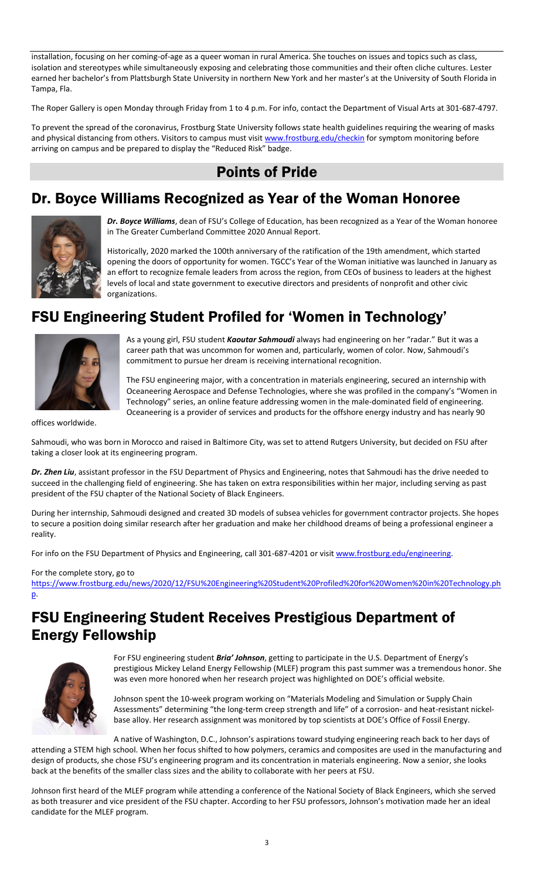installation, focusing on her coming-of-age as a queer woman in rural America. She touches on issues and topics such as class, isolation and stereotypes while simultaneously exposing and celebrating those communities and their often cliche cultures. Lester earned her bachelor's from Plattsburgh State University in northern New York and her master's at the University of South Florida in Tampa, Fla.

The Roper Gallery is open Monday through Friday from 1 to 4 p.m. For info, contact the Department of Visual Arts at 301-687-4797.

To prevent the spread of the coronavirus, Frostburg State University follows state health guidelines requiring the wearing of masks and physical distancing from others. Visitors to campus must visit www.frostburg.edu/checkin for symptom monitoring before arriving on campus and be prepared to display the "Reduced Risk" badge.

# Points of Pride

## Dr. Boyce Williams Recognized as Year of the Woman Honoree

***Dr. Boyce Williams***, dean of FSU's College of Education, has been recognized as a Year of the Woman honoree in The Greater Cumberland Committee 2020 Annual Report.

Historically, 2020 marked the 100th anniversary of the ratification of the 19th amendment, which started opening the doors of opportunity for women. TGCC's Year of the Woman initiative was launched in January as an effort to recognize female leaders from across the region, from CEOs of business to leaders at the highest levels of local and state government to executive directors and presidents of nonprofit and other civic organizations.

## FSU Engineering Student Profiled for 'Women in Technology'

As a young girl, FSU student ***Kaoutar Sahmoudi*** always had engineering on her "radar." But it was a career path that was uncommon for women and, particularly, women of color. Now, Sahmoudi's commitment to pursue her dream is receiving international recognition.

The FSU engineering major, with a concentration in materials engineering, secured an internship with Oceaneering Aerospace and Defense Technologies, where she was profiled in the company's "Women in Technology" series, an online feature addressing women in the male-dominated field of engineering. Oceaneering is a provider of services and products for the offshore energy industry and has nearly 90 offices worldwide.

Sahmoudi, who was born in Morocco and raised in Baltimore City, was set to attend Rutgers University, but decided on FSU after taking a closer look at its engineering program.

***Dr. Zhen Liu***, assistant professor in the FSU Department of Physics and Engineering, notes that Sahmoudi has the drive needed to succeed in the challenging field of engineering. She has taken on extra responsibilities within her major, including serving as past president of the FSU chapter of the National Society of Black Engineers.

During her internship, Sahmoudi designed and created 3D models of subsea vehicles for government contractor projects. She hopes to secure a position doing similar research after her graduation and make her childhood dreams of being a professional engineer a reality.

For info on the FSU Department of Physics and Engineering, call 301-687-4201 or visit www.frostburg.edu/engineering.

For the complete story, go to https://www.frostburg.edu/news/2020/12/FSU%20Engineering%20Student%20Profiled%20for%20Women%20in%20Technology.php.

## FSU Engineering Student Receives Prestigious Department of Energy Fellowship

For FSU engineering student ***Bria' Johnson***, getting to participate in the U.S. Department of Energy's prestigious Mickey Leland Energy Fellowship (MLEF) program this past summer was a tremendous honor. She was even more honored when her research project was highlighted on DOE's official website.

Johnson spent the 10-week program working on "Materials Modeling and Simulation or Supply Chain Assessments" determining "the long-term creep strength and life" of a corrosion- and heat-resistant nickel-base alloy. Her research assignment was monitored by top scientists at DOE's Office of Fossil Energy.

A native of Washington, D.C., Johnson's aspirations toward studying engineering reach back to her days of attending a STEM high school. When her focus shifted to how polymers, ceramics and composites are used in the manufacturing and design of products, she chose FSU's engineering program and its concentration in materials engineering. Now a senior, she looks back at the benefits of the smaller class sizes and the ability to collaborate with her peers at FSU.

Johnson first heard of the MLEF program while attending a conference of the National Society of Black Engineers, which she served as both treasurer and vice president of the FSU chapter. According to her FSU professors, Johnson's motivation made her an ideal candidate for the MLEF program.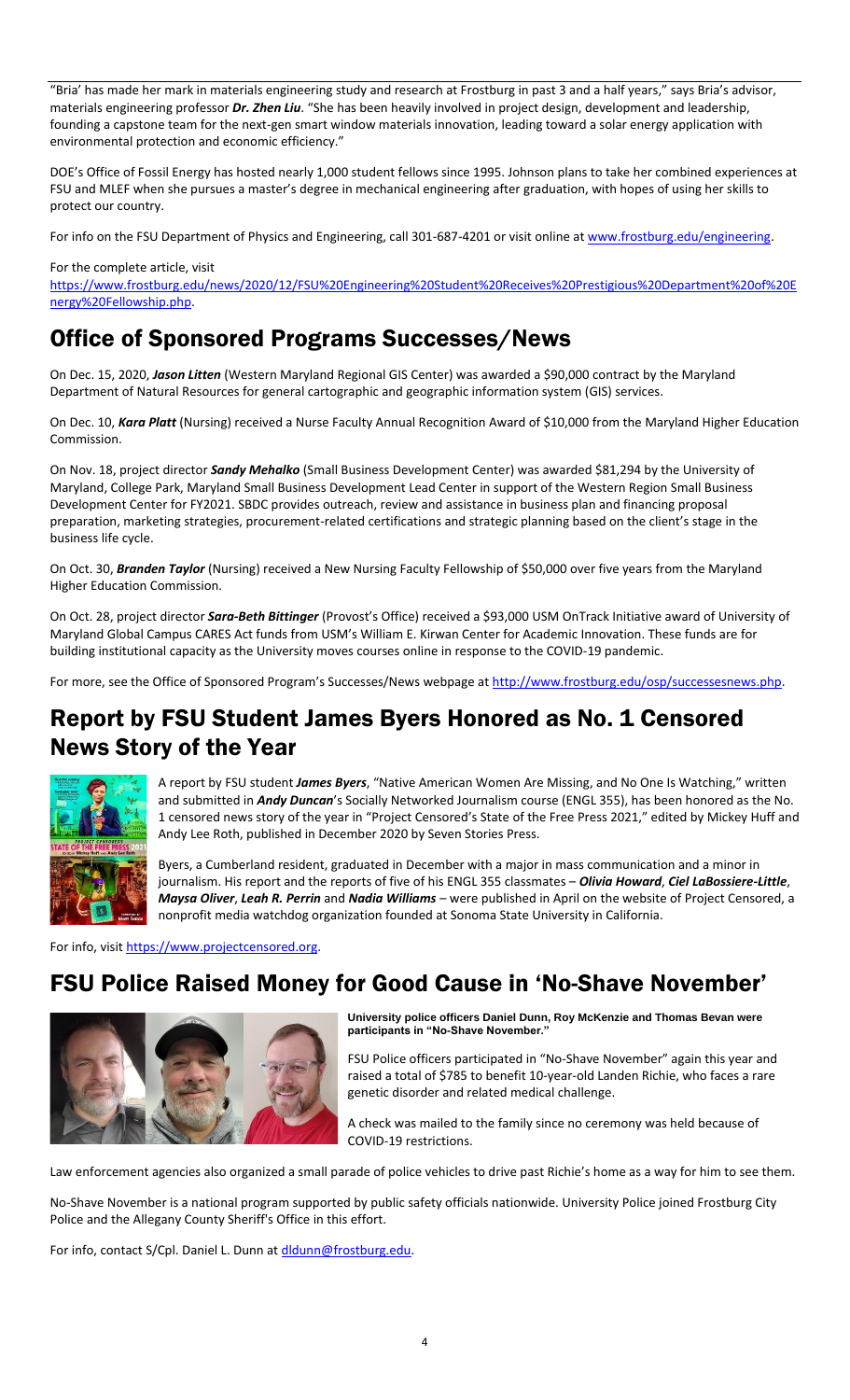"Bria' has made her mark in materials engineering study and research at Frostburg in past 3 and a half years," says Bria's advisor, materials engineering professor ***Dr. Zhen Liu***. "She has been heavily involved in project design, development and leadership, founding a capstone team for the next-gen smart window materials innovation, leading toward a solar energy application with environmental protection and economic efficiency."

DOE's Office of Fossil Energy has hosted nearly 1,000 student fellows since 1995. Johnson plans to take her combined experiences at FSU and MLEF when she pursues a master's degree in mechanical engineering after graduation, with hopes of using her skills to protect our country.

For info on the FSU Department of Physics and Engineering, call 301-687-4201 or visit online at www.frostburg.edu/engineering.

For the complete article, visit https://www.frostburg.edu/news/2020/12/FSU%20Engineering%20Student%20Receives%20Prestigious%20Department%20of%20Energy%20Fellowship.php.

## Office of Sponsored Programs Successes/News

On Dec. 15, 2020, ***Jason Litten*** (Western Maryland Regional GIS Center) was awarded a $90,000 contract by the Maryland Department of Natural Resources for general cartographic and geographic information system (GIS) services.

On Dec. 10, ***Kara Platt*** (Nursing) received a Nurse Faculty Annual Recognition Award of $10,000 from the Maryland Higher Education Commission.

On Nov. 18, project director ***Sandy Mehalko*** (Small Business Development Center) was awarded $81,294 by the University of Maryland, College Park, Maryland Small Business Development Lead Center in support of the Western Region Small Business Development Center for FY2021. SBDC provides outreach, review and assistance in business plan and financing proposal preparation, marketing strategies, procurement-related certifications and strategic planning based on the client's stage in the business life cycle.

On Oct. 30, ***Branden Taylor*** (Nursing) received a New Nursing Faculty Fellowship of $50,000 over five years from the Maryland Higher Education Commission.

On Oct. 28, project director ***Sara-Beth Bittinger*** (Provost's Office) received a $93,000 USM OnTrack Initiative award of University of Maryland Global Campus CARES Act funds from USM's William E. Kirwan Center for Academic Innovation. These funds are for building institutional capacity as the University moves courses online in response to the COVID-19 pandemic.

For more, see the Office of Sponsored Program's Successes/News webpage at http://www.frostburg.edu/osp/successesnews.php.

## Report by FSU Student James Byers Honored as No. 1 Censored News Story of the Year

A report by FSU student ***James Byers***, "Native American Women Are Missing, and No One Is Watching," written and submitted in ***Andy Duncan***'s Socially Networked Journalism course (ENGL 355), has been honored as the No. 1 censored news story of the year in "Project Censored's State of the Free Press 2021," edited by Mickey Huff and Andy Lee Roth, published in December 2020 by Seven Stories Press.

Byers, a Cumberland resident, graduated in December with a major in mass communication and a minor in journalism. His report and the reports of five of his ENGL 355 classmates – ***Olivia Howard***, ***Ciel LaBossiere-Little***, ***Maysa Oliver***, ***Leah R. Perrin*** and ***Nadia Williams*** – were published in April on the website of Project Censored, a nonprofit media watchdog organization founded at Sonoma State University in California.

For info, visit https://www.projectcensored.org.

## FSU Police Raised Money for Good Cause in 'No-Shave November'

**University police officers Daniel Dunn, Roy McKenzie and Thomas Bevan were participants in "No-Shave November."**

FSU Police officers participated in "No-Shave November" again this year and raised a total of $785 to benefit 10-year-old Landen Richie, who faces a rare genetic disorder and related medical challenge.

A check was mailed to the family since no ceremony was held because of COVID-19 restrictions.

Law enforcement agencies also organized a small parade of police vehicles to drive past Richie's home as a way for him to see them.

No-Shave November is a national program supported by public safety officials nationwide. University Police joined Frostburg City Police and the Allegany County Sheriff's Office in this effort.

For info, contact S/Cpl. Daniel L. Dunn at dldunn@frostburg.edu.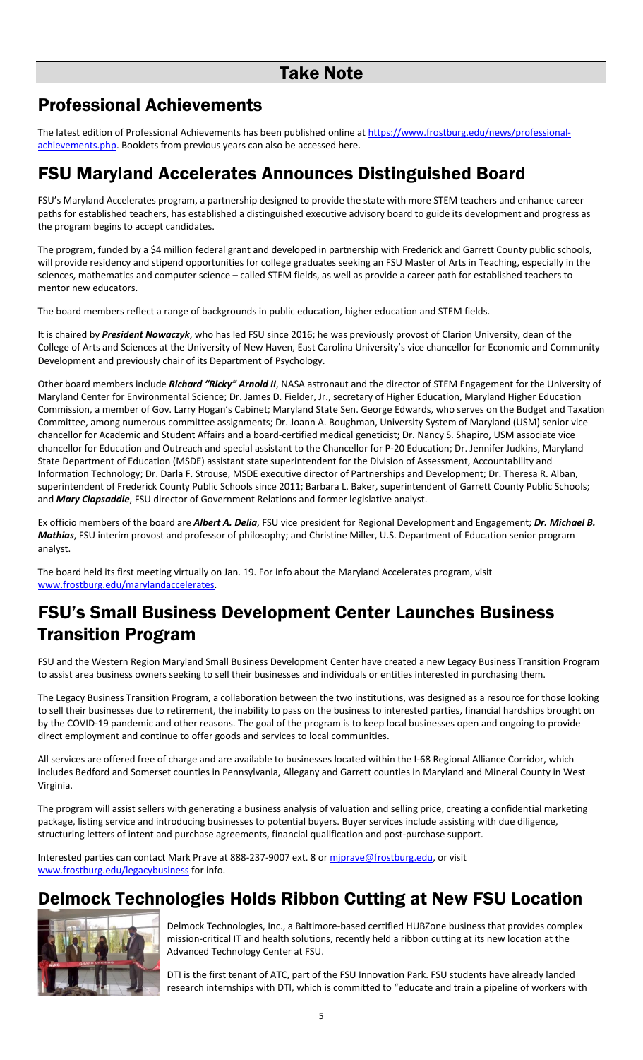# Take Note

## Professional Achievements

The latest edition of Professional Achievements has been published online at https://www.frostburg.edu/news/professional-achievements.php. Booklets from previous years can also be accessed here.

## FSU Maryland Accelerates Announces Distinguished Board

FSU's Maryland Accelerates program, a partnership designed to provide the state with more STEM teachers and enhance career paths for established teachers, has established a distinguished executive advisory board to guide its development and progress as the program begins to accept candidates.

The program, funded by a $4 million federal grant and developed in partnership with Frederick and Garrett County public schools, will provide residency and stipend opportunities for college graduates seeking an FSU Master of Arts in Teaching, especially in the sciences, mathematics and computer science – called STEM fields, as well as provide a career path for established teachers to mentor new educators.

The board members reflect a range of backgrounds in public education, higher education and STEM fields.

It is chaired by ***President Nowaczyk***, who has led FSU since 2016; he was previously provost of Clarion University, dean of the College of Arts and Sciences at the University of New Haven, East Carolina University's vice chancellor for Economic and Community Development and previously chair of its Department of Psychology.

Other board members include ***Richard "Ricky" Arnold II***, NASA astronaut and the director of STEM Engagement for the University of Maryland Center for Environmental Science; Dr. James D. Fielder, Jr., secretary of Higher Education, Maryland Higher Education Commission, a member of Gov. Larry Hogan's Cabinet; Maryland State Sen. George Edwards, who serves on the Budget and Taxation Committee, among numerous committee assignments; Dr. Joann A. Boughman, University System of Maryland (USM) senior vice chancellor for Academic and Student Affairs and a board-certified medical geneticist; Dr. Nancy S. Shapiro, USM associate vice chancellor for Education and Outreach and special assistant to the Chancellor for P-20 Education; Dr. Jennifer Judkins, Maryland State Department of Education (MSDE) assistant state superintendent for the Division of Assessment, Accountability and Information Technology; Dr. Darla F. Strouse, MSDE executive director of Partnerships and Development; Dr. Theresa R. Alban, superintendent of Frederick County Public Schools since 2011; Barbara L. Baker, superintendent of Garrett County Public Schools; and ***Mary Clapsaddle***, FSU director of Government Relations and former legislative analyst.

Ex officio members of the board are ***Albert A. Delia***, FSU vice president for Regional Development and Engagement; ***Dr. Michael B. Mathias***, FSU interim provost and professor of philosophy; and Christine Miller, U.S. Department of Education senior program analyst.

The board held its first meeting virtually on Jan. 19. For info about the Maryland Accelerates program, visit www.frostburg.edu/marylandaccelerates.

## FSU's Small Business Development Center Launches Business Transition Program

FSU and the Western Region Maryland Small Business Development Center have created a new Legacy Business Transition Program to assist area business owners seeking to sell their businesses and individuals or entities interested in purchasing them.

The Legacy Business Transition Program, a collaboration between the two institutions, was designed as a resource for those looking to sell their businesses due to retirement, the inability to pass on the business to interested parties, financial hardships brought on by the COVID-19 pandemic and other reasons. The goal of the program is to keep local businesses open and ongoing to provide direct employment and continue to offer goods and services to local communities.

All services are offered free of charge and are available to businesses located within the I-68 Regional Alliance Corridor, which includes Bedford and Somerset counties in Pennsylvania, Allegany and Garrett counties in Maryland and Mineral County in West Virginia.

The program will assist sellers with generating a business analysis of valuation and selling price, creating a confidential marketing package, listing service and introducing businesses to potential buyers. Buyer services include assisting with due diligence, structuring letters of intent and purchase agreements, financial qualification and post-purchase support.

Interested parties can contact Mark Prave at 888-237-9007 ext. 8 or mjprave@frostburg.edu, or visit www.frostburg.edu/legacybusiness for info.

## Delmock Technologies Holds Ribbon Cutting at New FSU Location

Delmock Technologies, Inc., a Baltimore-based certified HUBZone business that provides complex mission-critical IT and health solutions, recently held a ribbon cutting at its new location at the Advanced Technology Center at FSU.

DTI is the first tenant of ATC, part of the FSU Innovation Park. FSU students have already landed research internships with DTI, which is committed to "educate and train a pipeline of workers with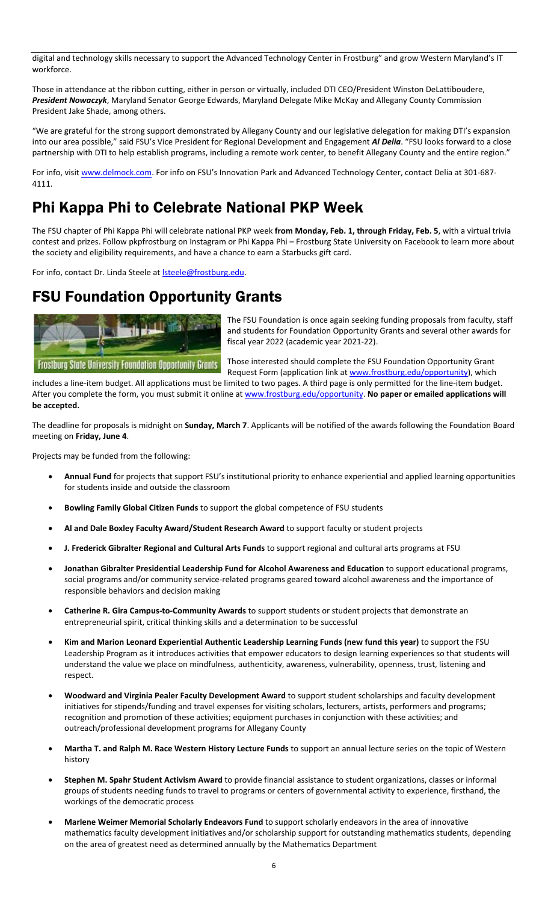digital and technology skills necessary to support the Advanced Technology Center in Frostburg" and grow Western Maryland's IT workforce.

Those in attendance at the ribbon cutting, either in person or virtually, included DTI CEO/President Winston DeLattiboudere, ***President Nowaczyk***, Maryland Senator George Edwards, Maryland Delegate Mike McKay and Allegany County Commission President Jake Shade, among others.

"We are grateful for the strong support demonstrated by Allegany County and our legislative delegation for making DTI's expansion into our area possible," said FSU's Vice President for Regional Development and Engagement ***Al Delia***. "FSU looks forward to a close partnership with DTI to help establish programs, including a remote work center, to benefit Allegany County and the entire region."

For info, visit www.delmock.com. For info on FSU's Innovation Park and Advanced Technology Center, contact Delia at 301-687-4111.

# Phi Kappa Phi to Celebrate National PKP Week

The FSU chapter of Phi Kappa Phi will celebrate national PKP week **from Monday, Feb. 1, through Friday, Feb. 5**, with a virtual trivia contest and prizes. Follow pkpfrostburg on Instagram or Phi Kappa Phi – Frostburg State University on Facebook to learn more about the society and eligibility requirements, and have a chance to earn a Starbucks gift card.

For info, contact Dr. Linda Steele at lsteele@frostburg.edu.

# FSU Foundation Opportunity Grants

Frostburg State University Foundation Opportunity Grants

The FSU Foundation is once again seeking funding proposals from faculty, staff and students for Foundation Opportunity Grants and several other awards for fiscal year 2022 (academic year 2021-22).

Those interested should complete the FSU Foundation Opportunity Grant Request Form (application link at www.frostburg.edu/opportunity), which includes a line-item budget. All applications must be limited to two pages. A third page is only permitted for the line-item budget. After you complete the form, you must submit it online at www.frostburg.edu/opportunity. **No paper or emailed applications will be accepted.**

The deadline for proposals is midnight on **Sunday, March 7**. Applicants will be notified of the awards following the Foundation Board meeting on **Friday, June 4**.

Projects may be funded from the following:

- **Annual Fund** for projects that support FSU's institutional priority to enhance experiential and applied learning opportunities for students inside and outside the classroom
- **Bowling Family Global Citizen Funds** to support the global competence of FSU students
- **Al and Dale Boxley Faculty Award/Student Research Award** to support faculty or student projects
- **J. Frederick Gibralter Regional and Cultural Arts Funds** to support regional and cultural arts programs at FSU
- **Jonathan Gibralter Presidential Leadership Fund for Alcohol Awareness and Education** to support educational programs, social programs and/or community service-related programs geared toward alcohol awareness and the importance of responsible behaviors and decision making
- **Catherine R. Gira Campus-to-Community Awards** to support students or student projects that demonstrate an entrepreneurial spirit, critical thinking skills and a determination to be successful
- **Kim and Marion Leonard Experiential Authentic Leadership Learning Funds (new fund this year)** to support the FSU Leadership Program as it introduces activities that empower educators to design learning experiences so that students will understand the value we place on mindfulness, authenticity, awareness, vulnerability, openness, trust, listening and respect.
- **Woodward and Virginia Pealer Faculty Development Award** to support student scholarships and faculty development initiatives for stipends/funding and travel expenses for visiting scholars, lecturers, artists, performers and programs; recognition and promotion of these activities; equipment purchases in conjunction with these activities; and outreach/professional development programs for Allegany County
- **Martha T. and Ralph M. Race Western History Lecture Funds** to support an annual lecture series on the topic of Western history
- **Stephen M. Spahr Student Activism Award** to provide financial assistance to student organizations, classes or informal groups of students needing funds to travel to programs or centers of governmental activity to experience, firsthand, the workings of the democratic process
- **Marlene Weimer Memorial Scholarly Endeavors Fund** to support scholarly endeavors in the area of innovative mathematics faculty development initiatives and/or scholarship support for outstanding mathematics students, depending on the area of greatest need as determined annually by the Mathematics Department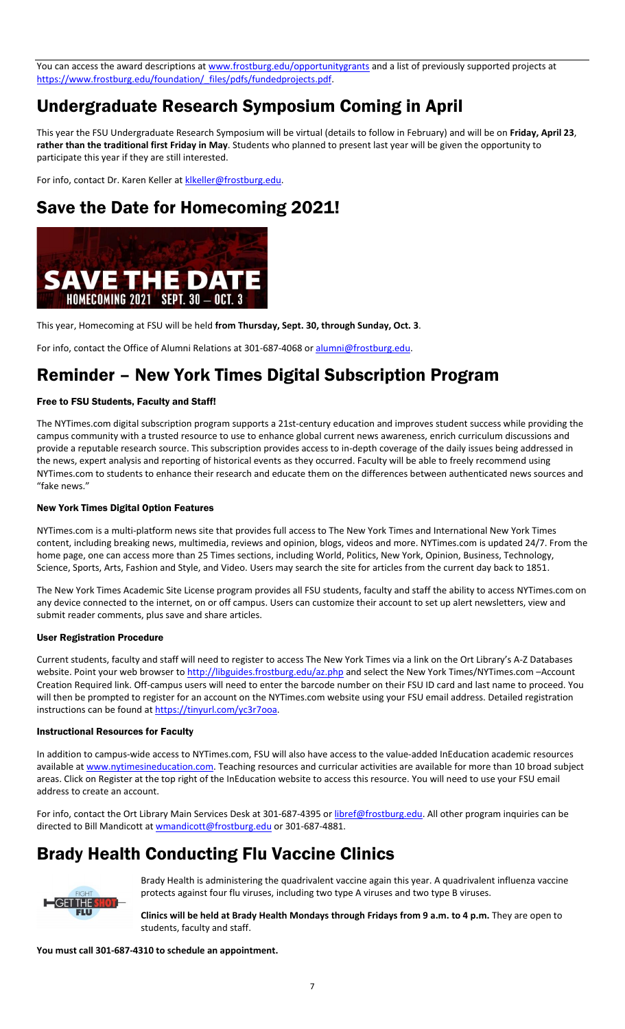You can access the award descriptions at www.frostburg.edu/opportunitygrants and a list of previously supported projects at https://www.frostburg.edu/foundation/_files/pdfs/fundedprojects.pdf.

## Undergraduate Research Symposium Coming in April

This year the FSU Undergraduate Research Symposium will be virtual (details to follow in February) and will be on **Friday, April 23**, **rather than the traditional first Friday in May**. Students who planned to present last year will be given the opportunity to participate this year if they are still interested.

For info, contact Dr. Karen Keller at klkeller@frostburg.edu.

## Save the Date for Homecoming 2021!

This year, Homecoming at FSU will be held **from Thursday, Sept. 30, through Sunday, Oct. 3**.

For info, contact the Office of Alumni Relations at 301-687-4068 or alumni@frostburg.edu.

## Reminder – New York Times Digital Subscription Program

### Free to FSU Students, Faculty and Staff!

The NYTimes.com digital subscription program supports a 21st-century education and improves student success while providing the campus community with a trusted resource to use to enhance global current news awareness, enrich curriculum discussions and provide a reputable research source. This subscription provides access to in-depth coverage of the daily issues being addressed in the news, expert analysis and reporting of historical events as they occurred. Faculty will be able to freely recommend using NYTimes.com to students to enhance their research and educate them on the differences between authenticated news sources and "fake news."

### New York Times Digital Option Features

NYTimes.com is a multi-platform news site that provides full access to The New York Times and International New York Times content, including breaking news, multimedia, reviews and opinion, blogs, videos and more. NYTimes.com is updated 24/7. From the home page, one can access more than 25 Times sections, including World, Politics, New York, Opinion, Business, Technology, Science, Sports, Arts, Fashion and Style, and Video. Users may search the site for articles from the current day back to 1851.

The New York Times Academic Site License program provides all FSU students, faculty and staff the ability to access NYTimes.com on any device connected to the internet, on or off campus. Users can customize their account to set up alert newsletters, view and submit reader comments, plus save and share articles.

### User Registration Procedure

Current students, faculty and staff will need to register to access The New York Times via a link on the Ort Library's A-Z Databases website. Point your web browser to http://libguides.frostburg.edu/az.php and select the New York Times/NYTimes.com –Account Creation Required link. Off-campus users will need to enter the barcode number on their FSU ID card and last name to proceed. You will then be prompted to register for an account on the NYTimes.com website using your FSU email address. Detailed registration instructions can be found at https://tinyurl.com/yc3r7ooa.

### Instructional Resources for Faculty

In addition to campus-wide access to NYTimes.com, FSU will also have access to the value-added InEducation academic resources available at www.nytimesineducation.com. Teaching resources and curricular activities are available for more than 10 broad subject areas. Click on Register at the top right of the InEducation website to access this resource. You will need to use your FSU email address to create an account.

For info, contact the Ort Library Main Services Desk at 301-687-4395 or libref@frostburg.edu. All other program inquiries can be directed to Bill Mandicott at wmandicott@frostburg.edu or 301-687-4881.

## Brady Health Conducting Flu Vaccine Clinics

Brady Health is administering the quadrivalent vaccine again this year. A quadrivalent influenza vaccine protects against four flu viruses, including two type A viruses and two type B viruses.

**Clinics will be held at Brady Health Mondays through Fridays from 9 a.m. to 4 p.m.** They are open to students, faculty and staff.

**You must call 301-687-4310 to schedule an appointment.**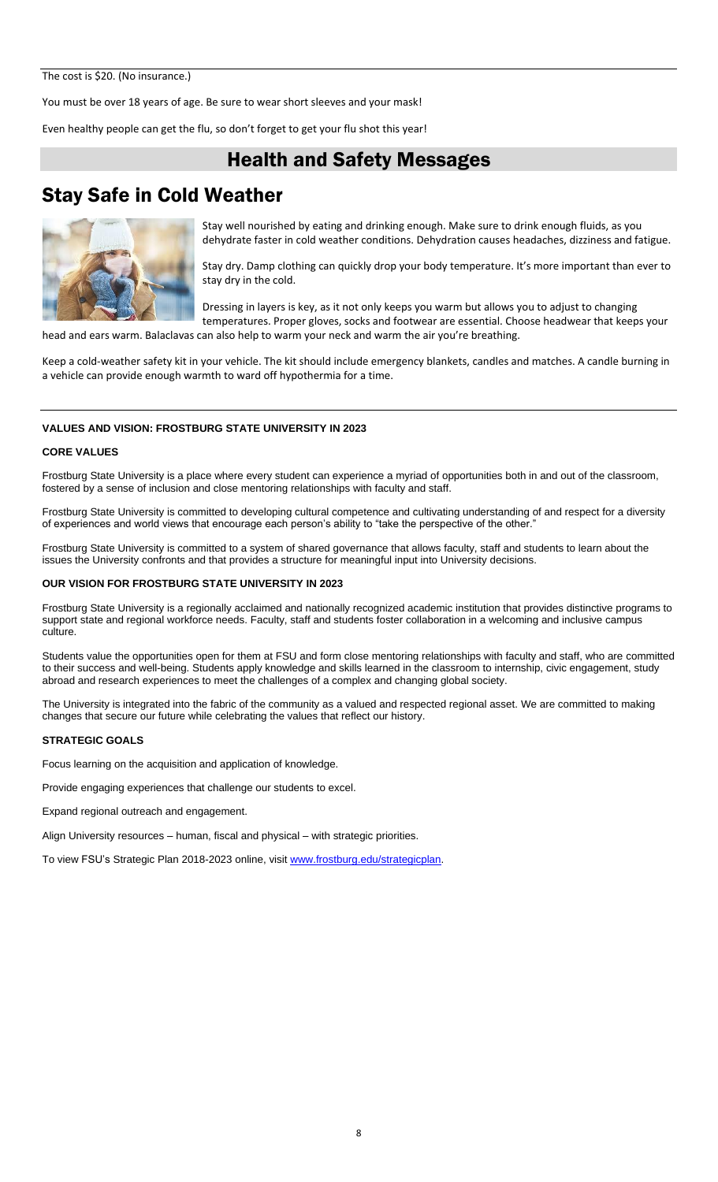The cost is $20. (No insurance.)

You must be over 18 years of age. Be sure to wear short sleeves and your mask!

Even healthy people can get the flu, so don't forget to get your flu shot this year!

## Health and Safety Messages

# Stay Safe in Cold Weather

Stay well nourished by eating and drinking enough. Make sure to drink enough fluids, as you dehydrate faster in cold weather conditions. Dehydration causes headaches, dizziness and fatigue.

Stay dry. Damp clothing can quickly drop your body temperature. It's more important than ever to stay dry in the cold.

Dressing in layers is key, as it not only keeps you warm but allows you to adjust to changing temperatures. Proper gloves, socks and footwear are essential. Choose headwear that keeps your head and ears warm. Balaclavas can also help to warm your neck and warm the air you're breathing.

Keep a cold-weather safety kit in your vehicle. The kit should include emergency blankets, candles and matches. A candle burning in a vehicle can provide enough warmth to ward off hypothermia for a time.

---

### VALUES AND VISION: FROSTBURG STATE UNIVERSITY IN 2023

#### CORE VALUES

Frostburg State University is a place where every student can experience a myriad of opportunities both in and out of the classroom, fostered by a sense of inclusion and close mentoring relationships with faculty and staff.

Frostburg State University is committed to developing cultural competence and cultivating understanding of and respect for a diversity of experiences and world views that encourage each person's ability to "take the perspective of the other."

Frostburg State University is committed to a system of shared governance that allows faculty, staff and students to learn about the issues the University confronts and that provides a structure for meaningful input into University decisions.

#### OUR VISION FOR FROSTBURG STATE UNIVERSITY IN 2023

Frostburg State University is a regionally acclaimed and nationally recognized academic institution that provides distinctive programs to support state and regional workforce needs. Faculty, staff and students foster collaboration in a welcoming and inclusive campus culture.

Students value the opportunities open for them at FSU and form close mentoring relationships with faculty and staff, who are committed to their success and well-being. Students apply knowledge and skills learned in the classroom to internship, civic engagement, study abroad and research experiences to meet the challenges of a complex and changing global society.

The University is integrated into the fabric of the community as a valued and respected regional asset. We are committed to making changes that secure our future while celebrating the values that reflect our history.

#### STRATEGIC GOALS

Focus learning on the acquisition and application of knowledge.

Provide engaging experiences that challenge our students to excel.

Expand regional outreach and engagement.

Align University resources – human, fiscal and physical – with strategic priorities.

To view FSU's Strategic Plan 2018-2023 online, visit [www.frostburg.edu/strategicplan](http://www.frostburg.edu/strategicplan).